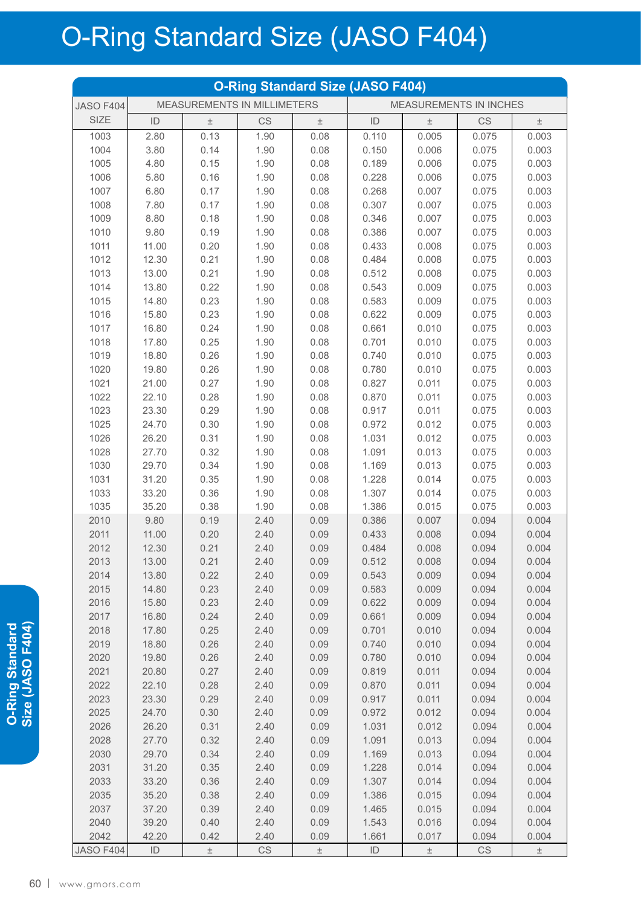# O-Ring Standard Size (JASO F404)

| O-Ring Standard Size (JASO F404) | | | | | | | | |
|---|---|---|---|---|---|---|---|---|
| JASO F404 | MEASUREMENTS IN MILLIMETERS | | | | MEASUREMENTS IN INCHES | | | |
| SIZE | ID | ± | CS | ± | ID | ± | CS | ± |
| 1003 | 2.80 | 0.13 | 1.90 | 0.08 | 0.110 | 0.005 | 0.075 | 0.003 |
| 1004 | 3.80 | 0.14 | 1.90 | 0.08 | 0.150 | 0.006 | 0.075 | 0.003 |
| 1005 | 4.80 | 0.15 | 1.90 | 0.08 | 0.189 | 0.006 | 0.075 | 0.003 |
| 1006 | 5.80 | 0.16 | 1.90 | 0.08 | 0.228 | 0.006 | 0.075 | 0.003 |
| 1007 | 6.80 | 0.17 | 1.90 | 0.08 | 0.268 | 0.007 | 0.075 | 0.003 |
| 1008 | 7.80 | 0.17 | 1.90 | 0.08 | 0.307 | 0.007 | 0.075 | 0.003 |
| 1009 | 8.80 | 0.18 | 1.90 | 0.08 | 0.346 | 0.007 | 0.075 | 0.003 |
| 1010 | 9.80 | 0.19 | 1.90 | 0.08 | 0.386 | 0.007 | 0.075 | 0.003 |
| 1011 | 11.00 | 0.20 | 1.90 | 0.08 | 0.433 | 0.008 | 0.075 | 0.003 |
| 1012 | 12.30 | 0.21 | 1.90 | 0.08 | 0.484 | 0.008 | 0.075 | 0.003 |
| 1013 | 13.00 | 0.21 | 1.90 | 0.08 | 0.512 | 0.008 | 0.075 | 0.003 |
| 1014 | 13.80 | 0.22 | 1.90 | 0.08 | 0.543 | 0.009 | 0.075 | 0.003 |
| 1015 | 14.80 | 0.23 | 1.90 | 0.08 | 0.583 | 0.009 | 0.075 | 0.003 |
| 1016 | 15.80 | 0.23 | 1.90 | 0.08 | 0.622 | 0.009 | 0.075 | 0.003 |
| 1017 | 16.80 | 0.24 | 1.90 | 0.08 | 0.661 | 0.010 | 0.075 | 0.003 |
| 1018 | 17.80 | 0.25 | 1.90 | 0.08 | 0.701 | 0.010 | 0.075 | 0.003 |
| 1019 | 18.80 | 0.26 | 1.90 | 0.08 | 0.740 | 0.010 | 0.075 | 0.003 |
| 1020 | 19.80 | 0.26 | 1.90 | 0.08 | 0.780 | 0.010 | 0.075 | 0.003 |
| 1021 | 21.00 | 0.27 | 1.90 | 0.08 | 0.827 | 0.011 | 0.075 | 0.003 |
| 1022 | 22.10 | 0.28 | 1.90 | 0.08 | 0.870 | 0.011 | 0.075 | 0.003 |
| 1023 | 23.30 | 0.29 | 1.90 | 0.08 | 0.917 | 0.011 | 0.075 | 0.003 |
| 1025 | 24.70 | 0.30 | 1.90 | 0.08 | 0.972 | 0.012 | 0.075 | 0.003 |
| 1026 | 26.20 | 0.31 | 1.90 | 0.08 | 1.031 | 0.012 | 0.075 | 0.003 |
| 1028 | 27.70 | 0.32 | 1.90 | 0.08 | 1.091 | 0.013 | 0.075 | 0.003 |
| 1030 | 29.70 | 0.34 | 1.90 | 0.08 | 1.169 | 0.013 | 0.075 | 0.003 |
| 1031 | 31.20 | 0.35 | 1.90 | 0.08 | 1.228 | 0.014 | 0.075 | 0.003 |
| 1033 | 33.20 | 0.36 | 1.90 | 0.08 | 1.307 | 0.014 | 0.075 | 0.003 |
| 1035 | 35.20 | 0.38 | 1.90 | 0.08 | 1.386 | 0.015 | 0.075 | 0.003 |
| 2010 | 9.80 | 0.19 | 2.40 | 0.09 | 0.386 | 0.007 | 0.094 | 0.004 |
| 2011 | 11.00 | 0.20 | 2.40 | 0.09 | 0.433 | 0.008 | 0.094 | 0.004 |
| 2012 | 12.30 | 0.21 | 2.40 | 0.09 | 0.484 | 0.008 | 0.094 | 0.004 |
| 2013 | 13.00 | 0.21 | 2.40 | 0.09 | 0.512 | 0.008 | 0.094 | 0.004 |
| 2014 | 13.80 | 0.22 | 2.40 | 0.09 | 0.543 | 0.009 | 0.094 | 0.004 |
| 2015 | 14.80 | 0.23 | 2.40 | 0.09 | 0.583 | 0.009 | 0.094 | 0.004 |
| 2016 | 15.80 | 0.23 | 2.40 | 0.09 | 0.622 | 0.009 | 0.094 | 0.004 |
| 2017 | 16.80 | 0.24 | 2.40 | 0.09 | 0.661 | 0.009 | 0.094 | 0.004 |
| 2018 | 17.80 | 0.25 | 2.40 | 0.09 | 0.701 | 0.010 | 0.094 | 0.004 |
| 2019 | 18.80 | 0.26 | 2.40 | 0.09 | 0.740 | 0.010 | 0.094 | 0.004 |
| 2020 | 19.80 | 0.26 | 2.40 | 0.09 | 0.780 | 0.010 | 0.094 | 0.004 |
| 2021 | 20.80 | 0.27 | 2.40 | 0.09 | 0.819 | 0.011 | 0.094 | 0.004 |
| 2022 | 22.10 | 0.28 | 2.40 | 0.09 | 0.870 | 0.011 | 0.094 | 0.004 |
| 2023 | 23.30 | 0.29 | 2.40 | 0.09 | 0.917 | 0.011 | 0.094 | 0.004 |
| 2025 | 24.70 | 0.30 | 2.40 | 0.09 | 0.972 | 0.012 | 0.094 | 0.004 |
| 2026 | 26.20 | 0.31 | 2.40 | 0.09 | 1.031 | 0.012 | 0.094 | 0.004 |
| 2028 | 27.70 | 0.32 | 2.40 | 0.09 | 1.091 | 0.013 | 0.094 | 0.004 |
| 2030 | 29.70 | 0.34 | 2.40 | 0.09 | 1.169 | 0.013 | 0.094 | 0.004 |
| 2031 | 31.20 | 0.35 | 2.40 | 0.09 | 1.228 | 0.014 | 0.094 | 0.004 |
| 2033 | 33.20 | 0.36 | 2.40 | 0.09 | 1.307 | 0.014 | 0.094 | 0.004 |
| 2035 | 35.20 | 0.38 | 2.40 | 0.09 | 1.386 | 0.015 | 0.094 | 0.004 |
| 2037 | 37.20 | 0.39 | 2.40 | 0.09 | 1.465 | 0.015 | 0.094 | 0.004 |
| 2040 | 39.20 | 0.40 | 2.40 | 0.09 | 1.543 | 0.016 | 0.094 | 0.004 |
| 2042 | 42.20 | 0.42 | 2.40 | 0.09 | 1.661 | 0.017 | 0.094 | 0.004 |
| JASO F404 | ID | ± | CS | ± | ID | ± | CS | ± |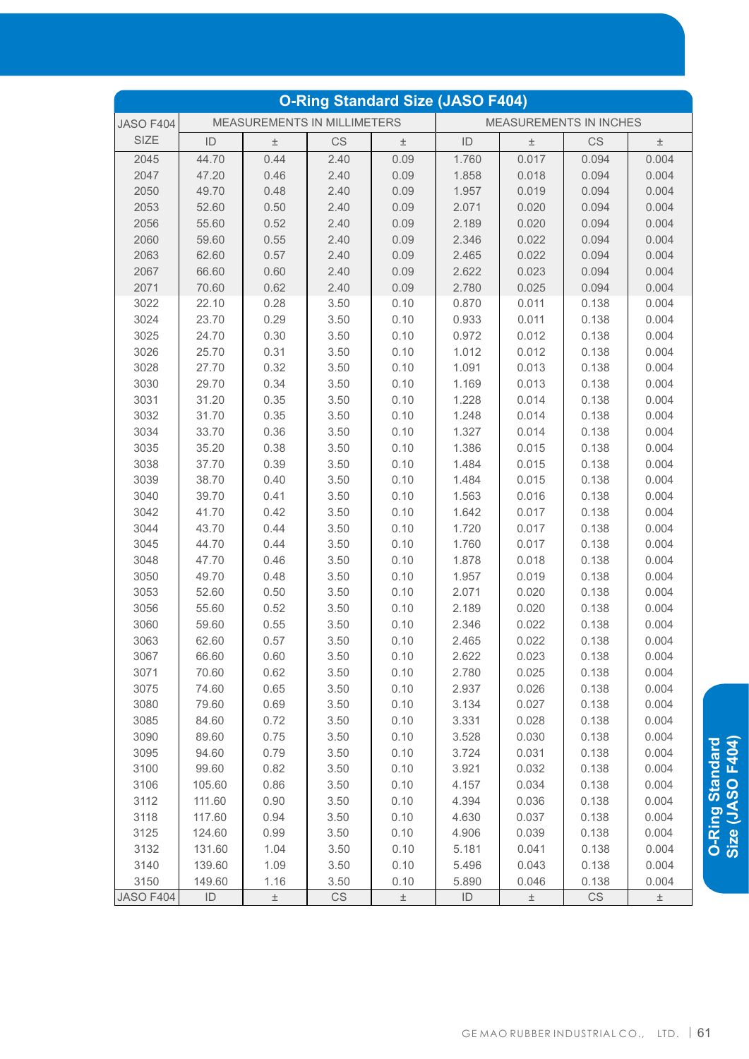## O-Ring Standard Size (JASO F404)

| JASO F404 | MEASUREMENTS IN MILLIMETERS | | | | MEASUREMENTS IN INCHES | | | |
|---|---|---|---|---|---|---|---|---|
| SIZE | ID | ± | CS | ± | ID | ± | CS | ± |
| 2045 | 44.70 | 0.44 | 2.40 | 0.09 | 1.760 | 0.017 | 0.094 | 0.004 |
| 2047 | 47.20 | 0.46 | 2.40 | 0.09 | 1.858 | 0.018 | 0.094 | 0.004 |
| 2050 | 49.70 | 0.48 | 2.40 | 0.09 | 1.957 | 0.019 | 0.094 | 0.004 |
| 2053 | 52.60 | 0.50 | 2.40 | 0.09 | 2.071 | 0.020 | 0.094 | 0.004 |
| 2056 | 55.60 | 0.52 | 2.40 | 0.09 | 2.189 | 0.020 | 0.094 | 0.004 |
| 2060 | 59.60 | 0.55 | 2.40 | 0.09 | 2.346 | 0.022 | 0.094 | 0.004 |
| 2063 | 62.60 | 0.57 | 2.40 | 0.09 | 2.465 | 0.022 | 0.094 | 0.004 |
| 2067 | 66.60 | 0.60 | 2.40 | 0.09 | 2.622 | 0.023 | 0.094 | 0.004 |
| 2071 | 70.60 | 0.62 | 2.40 | 0.09 | 2.780 | 0.025 | 0.094 | 0.004 |
| 3022 | 22.10 | 0.28 | 3.50 | 0.10 | 0.870 | 0.011 | 0.138 | 0.004 |
| 3024 | 23.70 | 0.29 | 3.50 | 0.10 | 0.933 | 0.011 | 0.138 | 0.004 |
| 3025 | 24.70 | 0.30 | 3.50 | 0.10 | 0.972 | 0.012 | 0.138 | 0.004 |
| 3026 | 25.70 | 0.31 | 3.50 | 0.10 | 1.012 | 0.012 | 0.138 | 0.004 |
| 3028 | 27.70 | 0.32 | 3.50 | 0.10 | 1.091 | 0.013 | 0.138 | 0.004 |
| 3030 | 29.70 | 0.34 | 3.50 | 0.10 | 1.169 | 0.013 | 0.138 | 0.004 |
| 3031 | 31.20 | 0.35 | 3.50 | 0.10 | 1.228 | 0.014 | 0.138 | 0.004 |
| 3032 | 31.70 | 0.35 | 3.50 | 0.10 | 1.248 | 0.014 | 0.138 | 0.004 |
| 3034 | 33.70 | 0.36 | 3.50 | 0.10 | 1.327 | 0.014 | 0.138 | 0.004 |
| 3035 | 35.20 | 0.38 | 3.50 | 0.10 | 1.386 | 0.015 | 0.138 | 0.004 |
| 3038 | 37.70 | 0.39 | 3.50 | 0.10 | 1.484 | 0.015 | 0.138 | 0.004 |
| 3039 | 38.70 | 0.40 | 3.50 | 0.10 | 1.484 | 0.015 | 0.138 | 0.004 |
| 3040 | 39.70 | 0.41 | 3.50 | 0.10 | 1.563 | 0.016 | 0.138 | 0.004 |
| 3042 | 41.70 | 0.42 | 3.50 | 0.10 | 1.642 | 0.017 | 0.138 | 0.004 |
| 3044 | 43.70 | 0.44 | 3.50 | 0.10 | 1.720 | 0.017 | 0.138 | 0.004 |
| 3045 | 44.70 | 0.44 | 3.50 | 0.10 | 1.760 | 0.017 | 0.138 | 0.004 |
| 3048 | 47.70 | 0.46 | 3.50 | 0.10 | 1.878 | 0.018 | 0.138 | 0.004 |
| 3050 | 49.70 | 0.48 | 3.50 | 0.10 | 1.957 | 0.019 | 0.138 | 0.004 |
| 3053 | 52.60 | 0.50 | 3.50 | 0.10 | 2.071 | 0.020 | 0.138 | 0.004 |
| 3056 | 55.60 | 0.52 | 3.50 | 0.10 | 2.189 | 0.020 | 0.138 | 0.004 |
| 3060 | 59.60 | 0.55 | 3.50 | 0.10 | 2.346 | 0.022 | 0.138 | 0.004 |
| 3063 | 62.60 | 0.57 | 3.50 | 0.10 | 2.465 | 0.022 | 0.138 | 0.004 |
| 3067 | 66.60 | 0.60 | 3.50 | 0.10 | 2.622 | 0.023 | 0.138 | 0.004 |
| 3071 | 70.60 | 0.62 | 3.50 | 0.10 | 2.780 | 0.025 | 0.138 | 0.004 |
| 3075 | 74.60 | 0.65 | 3.50 | 0.10 | 2.937 | 0.026 | 0.138 | 0.004 |
| 3080 | 79.60 | 0.69 | 3.50 | 0.10 | 3.134 | 0.027 | 0.138 | 0.004 |
| 3085 | 84.60 | 0.72 | 3.50 | 0.10 | 3.331 | 0.028 | 0.138 | 0.004 |
| 3090 | 89.60 | 0.75 | 3.50 | 0.10 | 3.528 | 0.030 | 0.138 | 0.004 |
| 3095 | 94.60 | 0.79 | 3.50 | 0.10 | 3.724 | 0.031 | 0.138 | 0.004 |
| 3100 | 99.60 | 0.82 | 3.50 | 0.10 | 3.921 | 0.032 | 0.138 | 0.004 |
| 3106 | 105.60 | 0.86 | 3.50 | 0.10 | 4.157 | 0.034 | 0.138 | 0.004 |
| 3112 | 111.60 | 0.90 | 3.50 | 0.10 | 4.394 | 0.036 | 0.138 | 0.004 |
| 3118 | 117.60 | 0.94 | 3.50 | 0.10 | 4.630 | 0.037 | 0.138 | 0.004 |
| 3125 | 124.60 | 0.99 | 3.50 | 0.10 | 4.906 | 0.039 | 0.138 | 0.004 |
| 3132 | 131.60 | 1.04 | 3.50 | 0.10 | 5.181 | 0.041 | 0.138 | 0.004 |
| 3140 | 139.60 | 1.09 | 3.50 | 0.10 | 5.496 | 0.043 | 0.138 | 0.004 |
| 3150 | 149.60 | 1.16 | 3.50 | 0.10 | 5.890 | 0.046 | 0.138 | 0.004 |
| JASO F404 | ID | ± | CS | ± | ID | ± | CS | ± |